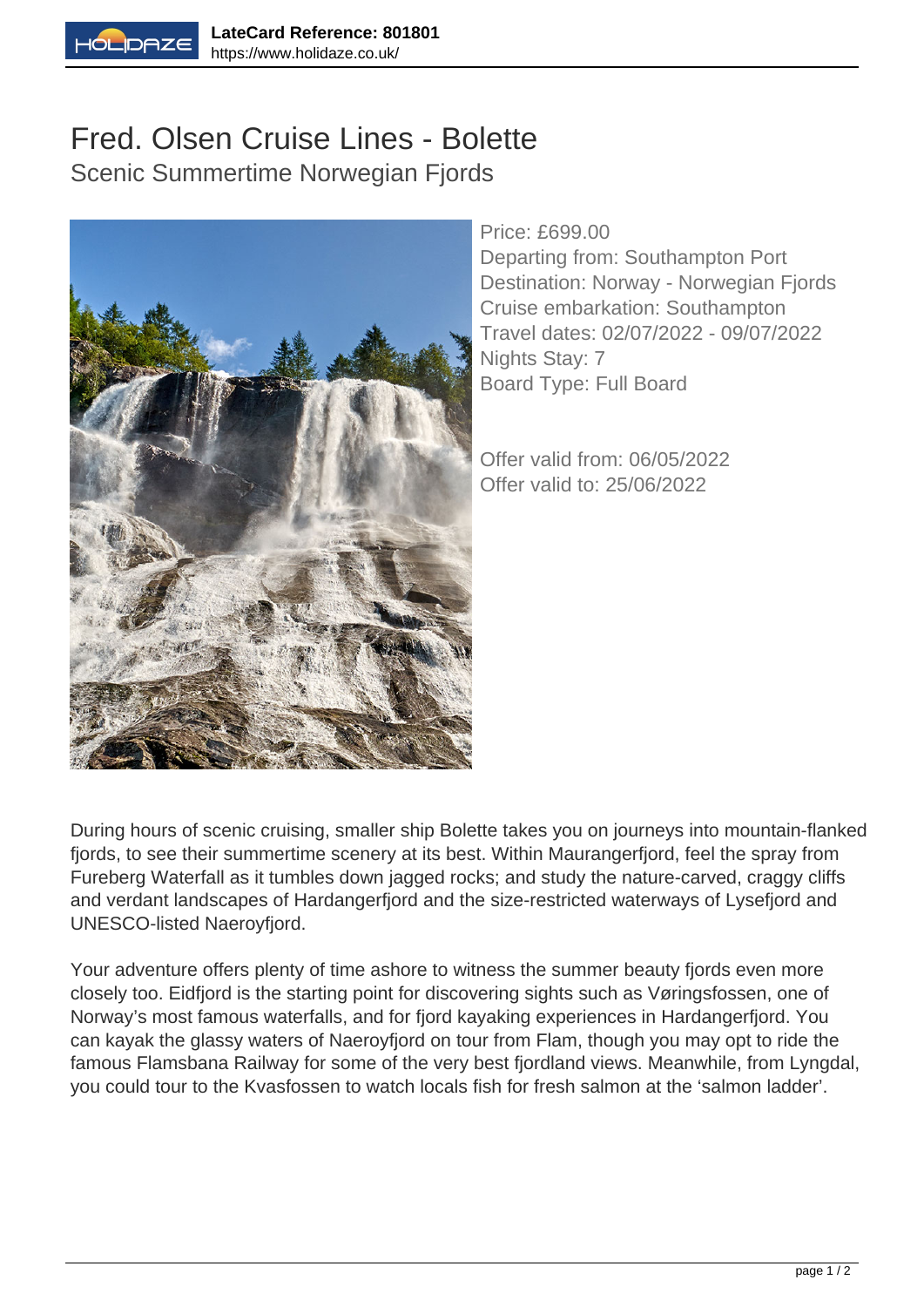# Fred. Olsen Cruise Lines - Bolette

## Scenic Summertime Norwegian Fjords

Price: £699.00
Departing from: Southampton Port
Destination: Norway - Norwegian Fjords
Cruise embarkation: Southampton
Travel dates: 02/07/2022 - 09/07/2022
Nights Stay: 7
Board Type: Full Board

Offer valid from: 06/05/2022
Offer valid to: 25/06/2022

During hours of scenic cruising, smaller ship Bolette takes you on journeys into mountain-flanked fjords, to see their summertime scenery at its best. Within Maurangerfjord, feel the spray from Fureberg Waterfall as it tumbles down jagged rocks; and study the nature-carved, craggy cliffs and verdant landscapes of Hardangerfjord and the size-restricted waterways of Lysefjord and UNESCO-listed Naeroyfjord.

Your adventure offers plenty of time ashore to witness the summer beauty fjords even more closely too. Eidfjord is the starting point for discovering sights such as Vøringsfossen, one of Norway's most famous waterfalls, and for fjord kayaking experiences in Hardangerfjord. You can kayak the glassy waters of Naeroyfjord on tour from Flam, though you may opt to ride the famous Flamsbana Railway for some of the very best fjordland views. Meanwhile, from Lyngdal, you could tour to the Kvasfossen to watch locals fish for fresh salmon at the 'salmon ladder'.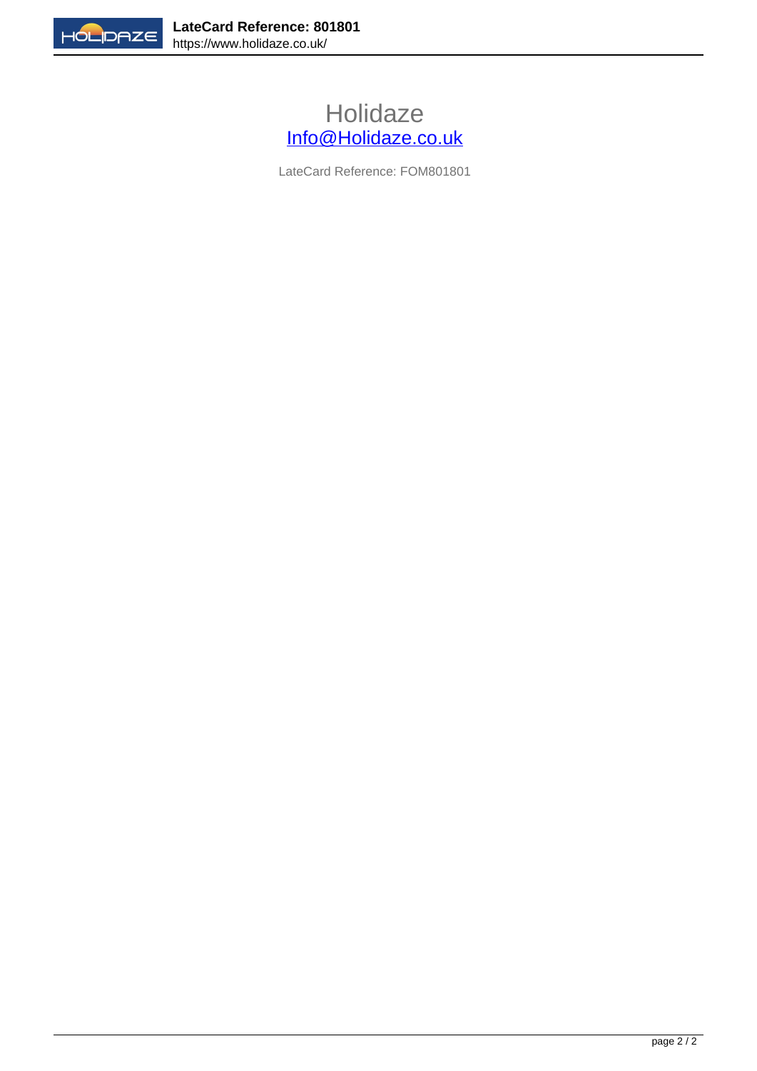Holidaze
[Info@Holidaze.co.uk](mailto:Info@Holidaze.co.uk)

LateCard Reference: FOM801801